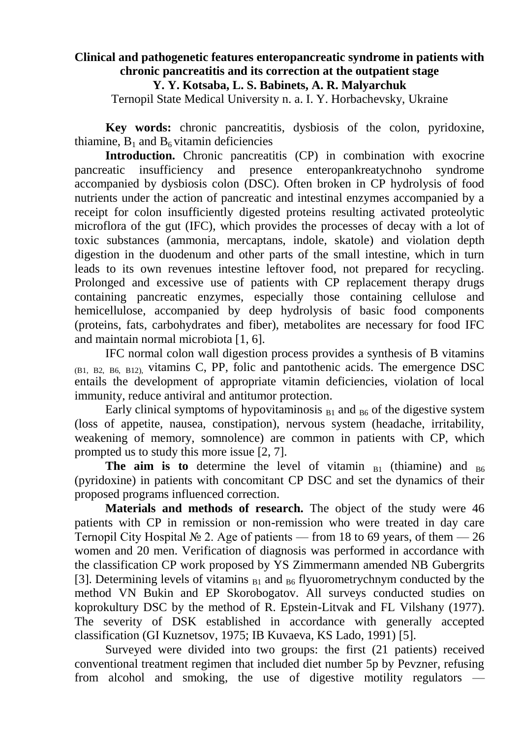# Clinical and pathogenetic features enteropancreatic syndrome in patients with chronic pancreatitis and its correction at the outpatient stage

**Y. Y. Kotsaba, L. S. Babinets, A. R. Malyarchuk**

Ternopil State Medical University n. a. I. Y. Horbachevsky, Ukraine

**Key words:** chronic pancreatitis, dysbiosis of the colon, pyridoxine, thiamine, $B_1$ and $B_6$ vitamin deficiencies

**Introduction.** Chronic pancreatitis (CP) in combination with exocrine pancreatic insufficiency and presence enteropankreatychnoho syndrome accompanied by dysbiosis colon (DSC). Often broken in CP hydrolysis of food nutrients under the action of pancreatic and intestinal enzymes accompanied by a receipt for colon insufficiently digested proteins resulting activated proteolytic microflora of the gut (IFC), which provides the processes of decay with a lot of toxic substances (ammonia, mercaptans, indole, skatole) and violation depth digestion in the duodenum and other parts of the small intestine, which in turn leads to its own revenues intestine leftover food, not prepared for recycling. Prolonged and excessive use of patients with CP replacement therapy drugs containing pancreatic enzymes, especially those containing cellulose and hemicellulose, accompanied by deep hydrolysis of basic food components (proteins, fats, carbohydrates and fiber), metabolites are necessary for food IFC and maintain normal microbiota [1, 6].

IFC normal colon wall digestion process provides a synthesis of B vitamins $_{(B1,\ B2,\ B6,\ B12)}$, vitamins C, PP, folic and pantothenic acids. The emergence DSC entails the development of appropriate vitamin deficiencies, violation of local immunity, reduce antiviral and antitumor protection.

Early clinical symptoms of hypovitaminosis $_{B1}$ and $_{B6}$ of the digestive system (loss of appetite, nausea, constipation), nervous system (headache, irritability, weakening of memory, somnolence) are common in patients with CP, which prompted us to study this more issue [2, 7].

**The aim is to** determine the level of vitamin $_{B1}$ (thiamine) and $_{B6}$ (pyridoxine) in patients with concomitant CP DSC and set the dynamics of their proposed programs influenced correction.

**Materials and methods of research.** The object of the study were 46 patients with CP in remission or non-remission who were treated in day care Ternopil City Hospital № 2. Age of patients — from 18 to 69 years, of them — 26 women and 20 men. Verification of diagnosis was performed in accordance with the classification CP work proposed by YS Zimmermann amended NB Gubergrits [3]. Determining levels of vitamins $_{B1}$ and $_{B6}$ flyuorometrychnym conducted by the method VN Bukin and EP Skorobogatov. All surveys conducted studies on koprokultury DSC by the method of R. Epstein-Litvak and FL Vilshany (1977). The severity of DSK established in accordance with generally accepted classification (GI Kuznetsov, 1975; IB Kuvaeva, KS Lado, 1991) [5].

Surveyed were divided into two groups: the first (21 patients) received conventional treatment regimen that included diet number 5p by Pevzner, refusing from alcohol and smoking, the use of digestive motility regulators —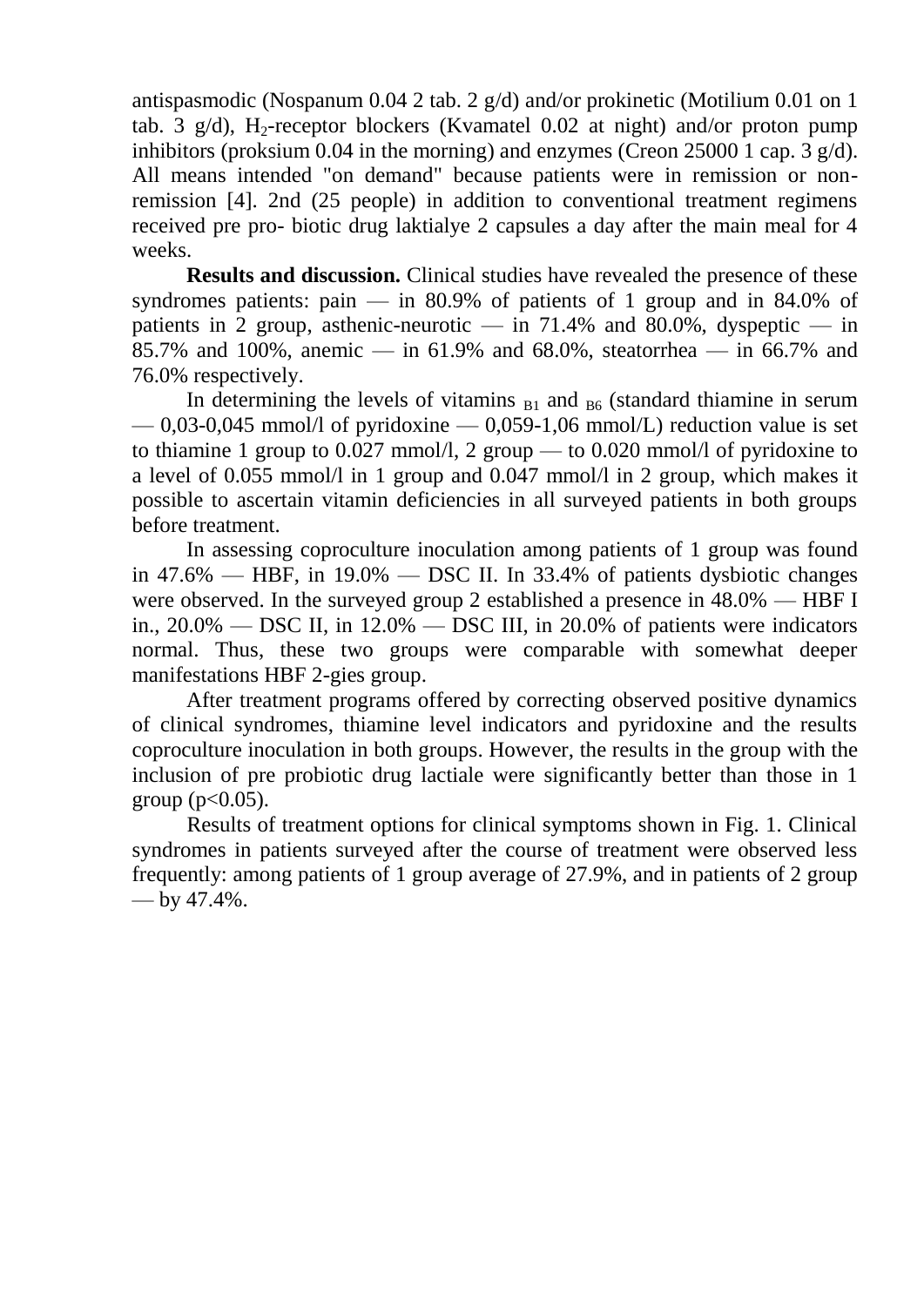antispasmodic (Nospanum 0.04 2 tab. 2 g/d) and/or prokinetic (Motilium 0.01 on 1 tab. 3 g/d), $H_2$-receptor blockers (Kvamatel 0.02 at night) and/or proton pump inhibitors (proksium 0.04 in the morning) and enzymes (Creon 25000 1 cap. 3 g/d). All means intended "on demand" because patients were in remission or non-remission [4]. 2nd (25 people) in addition to conventional treatment regimens received pre pro- biotic drug laktialye 2 capsules a day after the main meal for 4 weeks.

**Results and discussion.** Clinical studies have revealed the presence of these syndromes patients: pain — in 80.9% of patients of 1 group and in 84.0% of patients in 2 group, asthenic-neurotic — in 71.4% and 80.0%, dyspeptic — in 85.7% and 100%, anemic — in 61.9% and 68.0%, steatorrhea — in 66.7% and 76.0% respectively.

In determining the levels of vitamins $_{B1}$ and $_{B6}$ (standard thiamine in serum — 0,03-0,045 mmol/l of pyridoxine — 0,059-1,06 mmol/L) reduction value is set to thiamine 1 group to 0.027 mmol/l, 2 group — to 0.020 mmol/l of pyridoxine to a level of 0.055 mmol/l in 1 group and 0.047 mmol/l in 2 group, which makes it possible to ascertain vitamin deficiencies in all surveyed patients in both groups before treatment.

In assessing coproculture inoculation among patients of 1 group was found in 47.6% — HBF, in 19.0% — DSC II. In 33.4% of patients dysbiotic changes were observed. In the surveyed group 2 established a presence in 48.0% — HBF I in., 20.0% — DSC II, in 12.0% — DSC III, in 20.0% of patients were indicators normal. Thus, these two groups were comparable with somewhat deeper manifestations HBF 2-gies group.

After treatment programs offered by correcting observed positive dynamics of clinical syndromes, thiamine level indicators and pyridoxine and the results coproculture inoculation in both groups. However, the results in the group with the inclusion of pre probiotic drug lactiale were significantly better than those in 1 group ($p<0.05$).

Results of treatment options for clinical symptoms shown in Fig. 1. Clinical syndromes in patients surveyed after the course of treatment were observed less frequently: among patients of 1 group average of 27.9%, and in patients of 2 group — by 47.4%.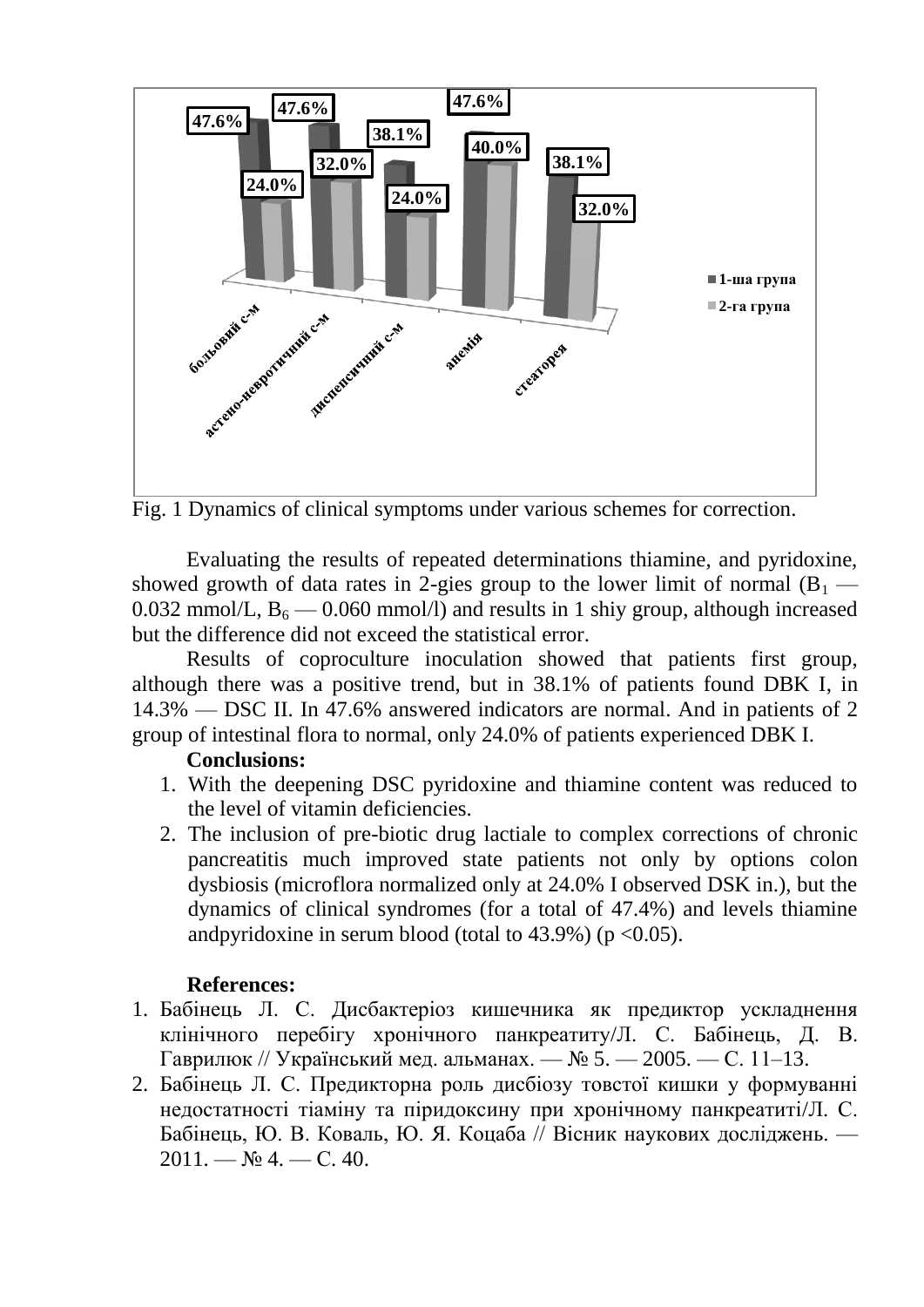Fig. 1 Dynamics of clinical symptoms under various schemes for correction.

Evaluating the results of repeated determinations thiamine, and pyridoxine, showed growth of data rates in 2-gies group to the lower limit of normal ($B_1$ — 0.032 mmol/L, $B_6$ — 0.060 mmol/l) and results in 1 shiy group, although increased but the difference did not exceed the statistical error.

Results of coproculture inoculation showed that patients first group, although there was a positive trend, but in 38.1% of patients found DBK I, in 14.3% — DSC II. In 47.6% answered indicators are normal. And in patients of 2 group of intestinal flora to normal, only 24.0% of patients experienced DBK I.

**Conclusions:**

1. With the deepening DSC pyridoxine and thiamine content was reduced to the level of vitamin deficiencies.
2. The inclusion of pre-biotic drug lactiale to complex corrections of chronic pancreatitis much improved state patients not only by options colon dysbiosis (microflora normalized only at 24.0% I observed DSK in.), but the dynamics of clinical syndromes (for a total of 47.4%) and levels thiamine andpyridoxine in serum blood (total to 43.9%) ($p < 0.05$).

**References:**

1. Бабінець Л. С. Дисбактеріоз кишечника як предиктор ускладнення клінічного перебігу хронічного панкреатиту/Л. С. Бабінець, Д. В. Гаврилюк // Український мед. альманах. — № 5. — 2005. — С. 11–13.
2. Бабінець Л. С. Предикторна роль дисбіозу товстої кишки у формуванні недостатності тіаміну та піридоксину при хронічному панкреатиті/Л. С. Бабінець, Ю. В. Коваль, Ю. Я. Коцаба // Вісник наукових досліджень. — 2011. — № 4. — С. 40.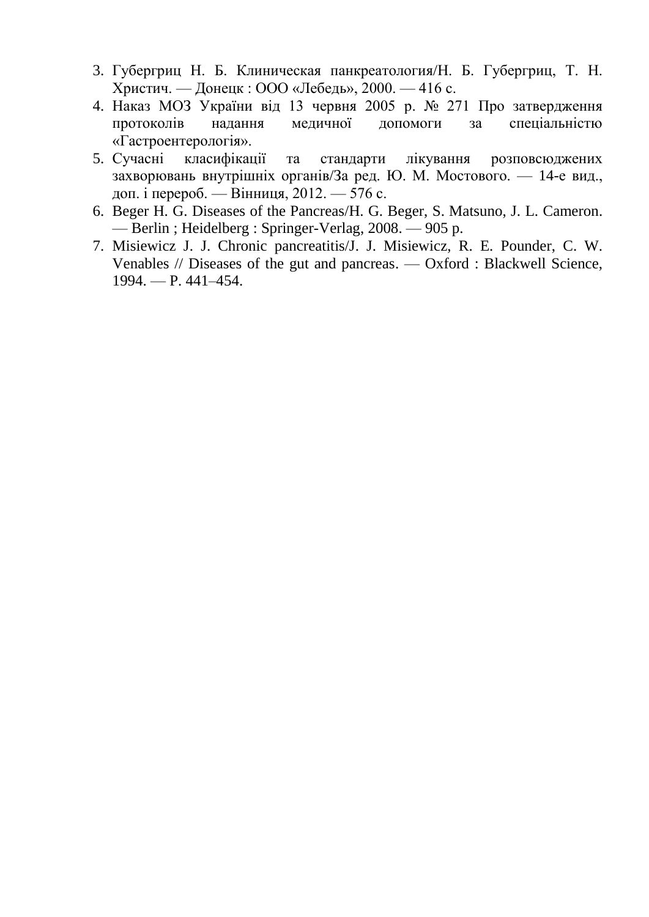3. Губергриц Н. Б. Клиническая панкреатология/Н. Б. Губергриц, Т. Н. Христич. — Донецк : ООО «Лебедь», 2000. — 416 с.
4. Наказ МОЗ України від 13 червня 2005 р. № 271 Про затвердження протоколів надання медичної допомоги за спеціальністю «Гастроентерологія».
5. Сучасні класифікації та стандарти лікування розповсюджених захворювань внутрішніх органів/За ред. Ю. М. Мостового. — 14-е вид., доп. і перероб. — Вінниця, 2012. — 576 с.
6. Beger H. G. Diseases of the Pancreas/H. G. Beger, S. Matsuno, J. L. Cameron. — Berlin ; Heidelberg : Springer-Verlag, 2008. — 905 p.
7. Misiewicz J. J. Chronic pancreatitis/J. J. Misiewicz, R. E. Pounder, C. W. Venables // Diseases of the gut and pancreas. — Oxford : Blackwell Science, 1994. — P. 441–454.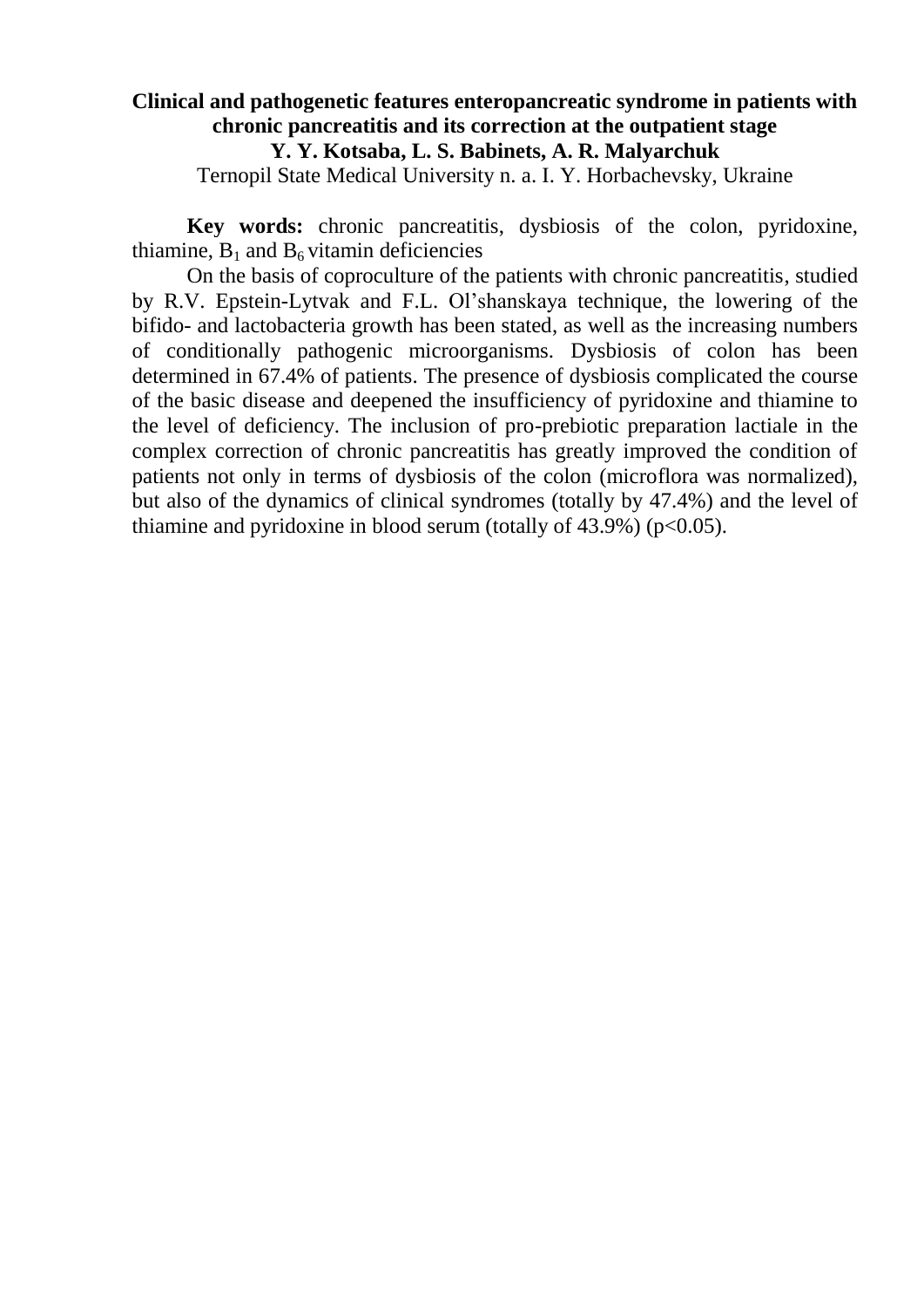**Clinical and pathogenetic features enteropancreatic syndrome in patients with chronic pancreatitis and its correction at the outpatient stage**

**Y. Y. Kotsaba, L. S. Babinets, A. R. Malyarchuk**

Ternopil State Medical University n. a. I. Y. Horbachevsky, Ukraine

**Key words:** chronic pancreatitis, dysbiosis of the colon, pyridoxine, thiamine, $B_1$ and $B_6$ vitamin deficiencies

On the basis of coproculture of the patients with chronic pancreatitis, studied by R.V. Epstein-Lytvak and F.L. Ol'shanskaya technique, the lowering of the bifido- and lactobacteria growth has been stated, as well as the increasing numbers of conditionally pathogenic microorganisms. Dysbiosis of colon has been determined in 67.4% of patients. The presence of dysbiosis complicated the course of the basic disease and deepened the insufficiency of pyridoxine and thiamine to the level of deficiency. The inclusion of pro-prebiotic preparation lactiale in the complex correction of chronic pancreatitis has greatly improved the condition of patients not only in terms of dysbiosis of the colon (microflora was normalized), but also of the dynamics of clinical syndromes (totally by 47.4%) and the level of thiamine and pyridoxine in blood serum (totally of 43.9%) ($p<0.05$).